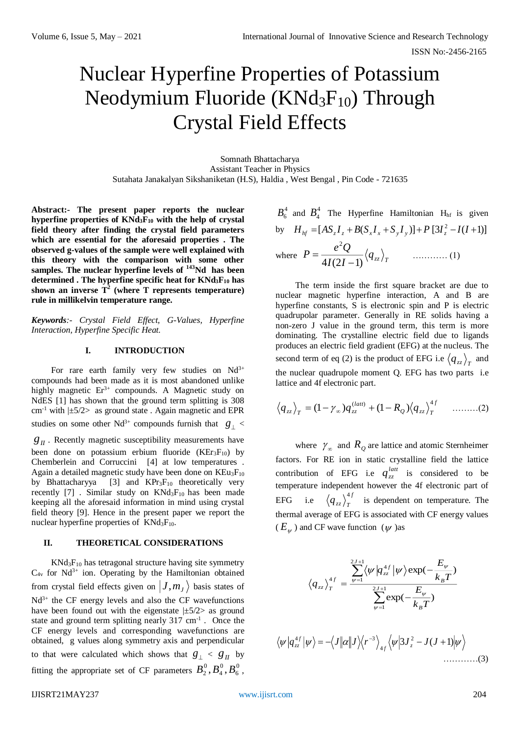# Nuclear Hyperfine Properties of Potassium Neodymium Fluoride ($KNd_3F_{10}$) Through Crystal Field Effects

Somnath Bhattacharya
Assistant Teacher in Physics
Sutahata Janakalyan Sikshaniketan (H.S), Haldia , West Bengal , Pin Code - 721635

**Abstract:- The present paper reports the nuclear hyperfine properties of $KNd_3F_{10}$ with the help of crystal field theory after finding the crystal field parameters which are essential for the aforesaid properties . The observed g-values of the sample were well explained with this theory with the comparison with some other samples. The nuclear hyperfine levels of $^{143}$Nd has been determined . The hyperfine specific heat for $KNd_3F_{10}$ has shown an inverse $T^2$ (where T represents temperature) rule in millikelvin temperature range.**

***Keywords**:- Crystal Field Effect, G-Values, Hyperfine Interaction, Hyperfine Specific Heat.*

## I. INTRODUCTION

For rare earth family very few studies on $Nd^{3+}$ compounds had been made as it is most abandoned unlike highly magnetic $Er^{3+}$ compounds. A Magnetic study on NdES [1] has shown that the ground term splitting is 308 $cm^{-1}$ with $|\pm 5/2>$ as ground state . Again magnetic and EPR studies on some other $Nd^{3+}$ compounds furnish that $g_{\perp} < g_{II}$ . Recently magnetic susceptibility measurements have been done on potassium erbium fluoride ($KEr_3F_{10}$) by Chemberlein and Corruccini [4] at low temperatures . Again a detailed magnetic study have been done on $KEu_3F_{10}$ by Bhattacharyya [3] and $KPr_3F_{10}$ theoretically very recently [7] . Similar study on $KNd_3F_{10}$ has been made keeping all the aforesaid information in mind using crystal field theory [9]. Hence in the present paper we report the nuclear hyperfine properties of $KNd_3F_{10}$.

## II. THEORETICAL CONSIDERATIONS

$KNd_3F_{10}$ has tetragonal structure having site symmetry $C_{4v}$ for $Nd^{3+}$ ion. Operating by the Hamiltonian obtained from crystal field effects given on $|J, m_J\rangle$ basis states of $Nd^{3+}$ the CF energy levels and also the CF wavefunctions have been found out with the eigenstate $|\pm 5/2>$ as ground state and ground term splitting nearly 317 $cm^{-1}$ . Once the CF energy levels and corresponding wavefunctions are obtained, g values along symmetry axis and perpendicular to that were calculated which shows that $g_{\perp} < g_{II}$ by fitting the appropriate set of CF parameters $B_2^0, B_4^0, B_6^0$, $B_6^4$ and $B_4^4$ The Hyperfine Hamiltonian $H_{hf}$ is given by $H_{hf} = [AS_z I_z + B(S_x I_x + S_y I_y)] + P\,[3I_z^2 - I(I+1)]$

where $$P = \frac{e^2 Q}{4I(2I-1)}\langle q_{zz}\rangle_T \qquad \text{………… (1)}$$

The term inside the first square bracket are due to nuclear magnetic hyperfine interaction, A and B are hyperfine constants, S is electronic spin and P is electric quadrupolar parameter. Generally in RE solids having a non-zero J value in the ground term, this term is more dominating. The crystalline electric field due to ligands produces an electric field gradient (EFG) at the nucleus. The second term of eq (2) is the product of EFG i.e $\langle q_{zz}\rangle_T$ and the nuclear quadrupole moment Q. EFG has two parts i.e lattice and 4f electronic part.

$$\langle q_{zz}\rangle_T = (1-\gamma_\infty)q_{zz}^{(latt)} + (1-R_Q)\langle q_{zz}\rangle_T^{4f} \qquad \text{………(2)}$$

where $\gamma_\infty$ and $R_Q$ are lattice and atomic Sternheimer factors. For RE ion in static crystalline field the lattice contribution of EFG i.e $q_{zz}^{latt}$ is considered to be temperature independent however the 4f electronic part of EFG i.e $\langle q_{zz}\rangle_T^{4f}$ is dependent on temperature. The thermal average of EFG is associated with CF energy values ($E_\psi$) and CF wave function ($\psi$) as

$$\langle q_{zz}\rangle_T^{4f} = \frac{\sum_{\psi=1}^{2J+1}\langle\psi|q_{zz}^{4f}|\psi\rangle \exp(-\frac{E_\psi}{k_B T})}{\sum_{\psi=1}^{2J+1}\exp(-\frac{E_\psi}{k_B T})}$$

$$\langle\psi|q_{zz}^{4f}|\psi\rangle = -\langle J\|\alpha\|J\rangle\langle r^{-3}\rangle_{4f}\langle\psi|3J_z^2 - J(J+1)|\psi\rangle \qquad \text{…………(3)}$$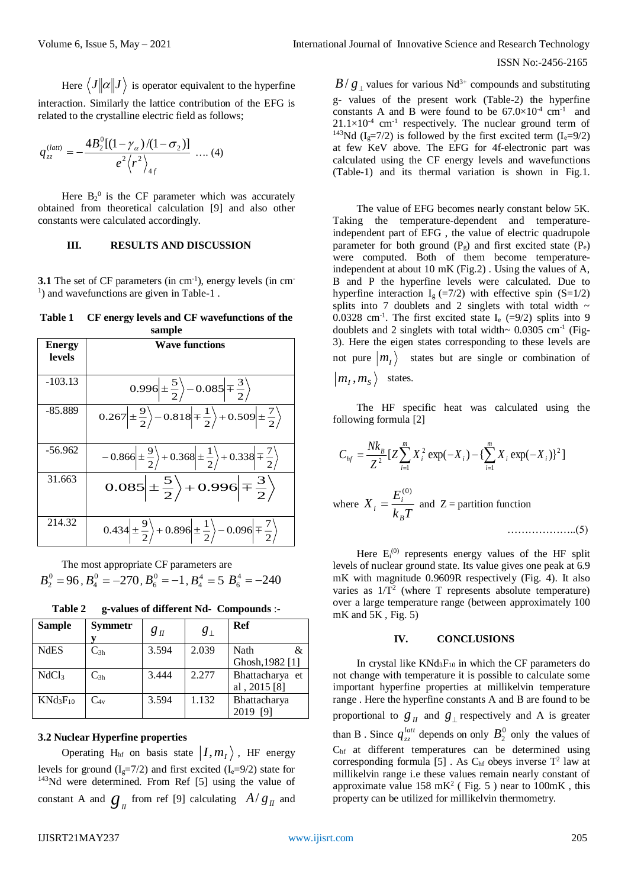Here $\langle J \| \alpha \| J \rangle$ is operator equivalent to the hyperfine interaction. Similarly the lattice contribution of the EFG is related to the crystalline electric field as follows;

$$q_{zz}^{(latt)} = -\frac{4B_2^0[(1-\gamma_\alpha)/(1-\sigma_2)]}{e^2\langle r^2\rangle_{4f}} \quad \text{.... (4)}$$

Here $B_2^0$ is the CF parameter which was accurately obtained from theoretical calculation [9] and also other constants were calculated accordingly.

## III. RESULTS AND DISCUSSION

**3.1** The set of CF parameters (in $cm^{-1}$), energy levels (in $cm^{-1}$) and wavefunctions are given in Table-1 .

**Table 1 CF energy levels and CF wavefunctions of the sample**

| Energy levels | Wave functions |
|---|---|
| -103.13 | $0.996\left\|\pm\frac{5}{2}\right\rangle - 0.085\left\|\mp\frac{3}{2}\right\rangle$ |
| -85.889 | $0.267\left\|\pm\frac{9}{2}\right\rangle - 0.818\left\|\mp\frac{1}{2}\right\rangle + 0.509\left\|\pm\frac{7}{2}\right\rangle$ |
| -56.962 | $-0.866\left\|\pm\frac{9}{2}\right\rangle + 0.368\left\|\pm\frac{1}{2}\right\rangle + 0.338\left\|\mp\frac{7}{2}\right\rangle$ |
| 31.663 | $0.085\left\|\pm\frac{5}{2}\right\rangle + 0.996\left\|\mp\frac{3}{2}\right\rangle$ |
| 214.32 | $0.434\left\|\pm\frac{9}{2}\right\rangle + 0.896\left\|\pm\frac{1}{2}\right\rangle - 0.096\left\|\mp\frac{7}{2}\right\rangle$ |

The most appropriate CF parameters are

$B_2^0 = 96$, $B_4^0 = -270$, $B_6^0 = -1$, $B_4^4 = 5$ $B_6^4 = -240$

**Table 2 g-values of different Nd- Compounds** :-

| Sample | Symmetry | $g_{II}$ | $g_{\perp}$ | Ref |
|---|---|---|---|---|
| NdES | $C_{3h}$ | 3.594 | 2.039 | Nath & Ghosh,1982 [1] |
| $NdCl_3$ | $C_{3h}$ | 3.444 | 2.277 | Bhattacharya et al , 2015 [8] |
| $KNd_3F_{10}$ | $C_{4v}$ | 3.594 | 1.132 | Bhattacharya 2019 [9] |

### 3.2 Nuclear Hyperfine properties

Operating $H_{hf}$ on basis state $|I, m_I\rangle$, HF energy levels for ground ($I_g$=7/2) and first excited ($I_e$=9/2) state for $^{143}Nd$ were determined. From Ref [5] using the values of constant A and $g_{II}$ from ref [9] calculating $A/g_{II}$ and $B/g_{\perp}$ values for various $Nd^{3+}$ compounds and substituting g- values of the present work (Table-2) the hyperfine constants A and B were found to be $67.0\times10^{-4}$ $cm^{-1}$ and $21.1\times10^{-4}$ $cm^{-1}$ respectively. The nuclear ground term of $^{143}Nd$ ($I_g$=7/2) is followed by the first excited state ($I_e$=9/2) at few KeV above. The EFG for 4f-electronic part was calculated using the CF energy levels and wavefunctions (Table-1) and its thermal variation is shown in Fig.1.

The value of EFG becomes nearly constant below 5K. Taking the temperature-dependent and temperature-independent part of EFG , the value of electric quadrupole parameter for both ground ($P_g$) and first excited state ($P_e$) were computed. Both of them become temperature-independent at about 10 mK (Fig.2) . Using the values of A, B and P the hyperfine levels were calculated. Due to hyperfine interaction $I_g$ (=7/2) with effective spin (S=1/2) splits into 7 doublets and 2 singlets with total width ~ 0.0328 $cm^{-1}$. The first excited state $I_e$ (=9/2) splits into 9 doublets and 2 singlets with total width~ 0.0305 $cm^{-1}$ (Fig-3). Here the eigen states corresponding to these levels are not pure $|m_I\rangle$ states but are single or combination of $|m_I, m_S\rangle$ states.

The HF specific heat was calculated using the following formula [2]

$$C_{hf} = \frac{Nk_B}{Z^2}[Z\sum_{i=1}^{m} X_i^2 \exp(-X_i) - \{\sum_{i=1}^{m} X_i \exp(-X_i)\}^2]$$

where $X_i = \dfrac{E_i^{(0)}}{k_B T}$ and Z = partition function

………………..(5)

Here $E_i^{(0)}$ represents energy values of the HF split levels of nuclear ground state. Its value gives one peak at 6.9 mK with magnitude 0.9609R respectively (Fig. 4). It also varies as $1/T^2$ (where T represents absolute temperature) over a large temperature range (between approximately 100 mK and 5K , Fig. 5)

## IV. CONCLUSIONS

In crystal like $KNd_3F_{10}$ in which the CF parameters do not change with temperature it is possible to calculate some important hyperfine properties at millikelvin temperature range . Here the hyperfine constants A and B are found to be proportional to $g_{II}$ and $g_{\perp}$ respectively and A is greater than B . Since $q_{zz}^{latt}$ depends on only $B_2^0$ only the values of $C_{hf}$ at different temperatures can be determined using corresponding formula [5] . As $C_{hf}$ obeys inverse $T^2$ law at millikelvin range i.e these values remain nearly constant of approximate value 158 $mK^2$ ( Fig. 5 ) near to 100mK , this property can be utilized for millikelvin thermometry.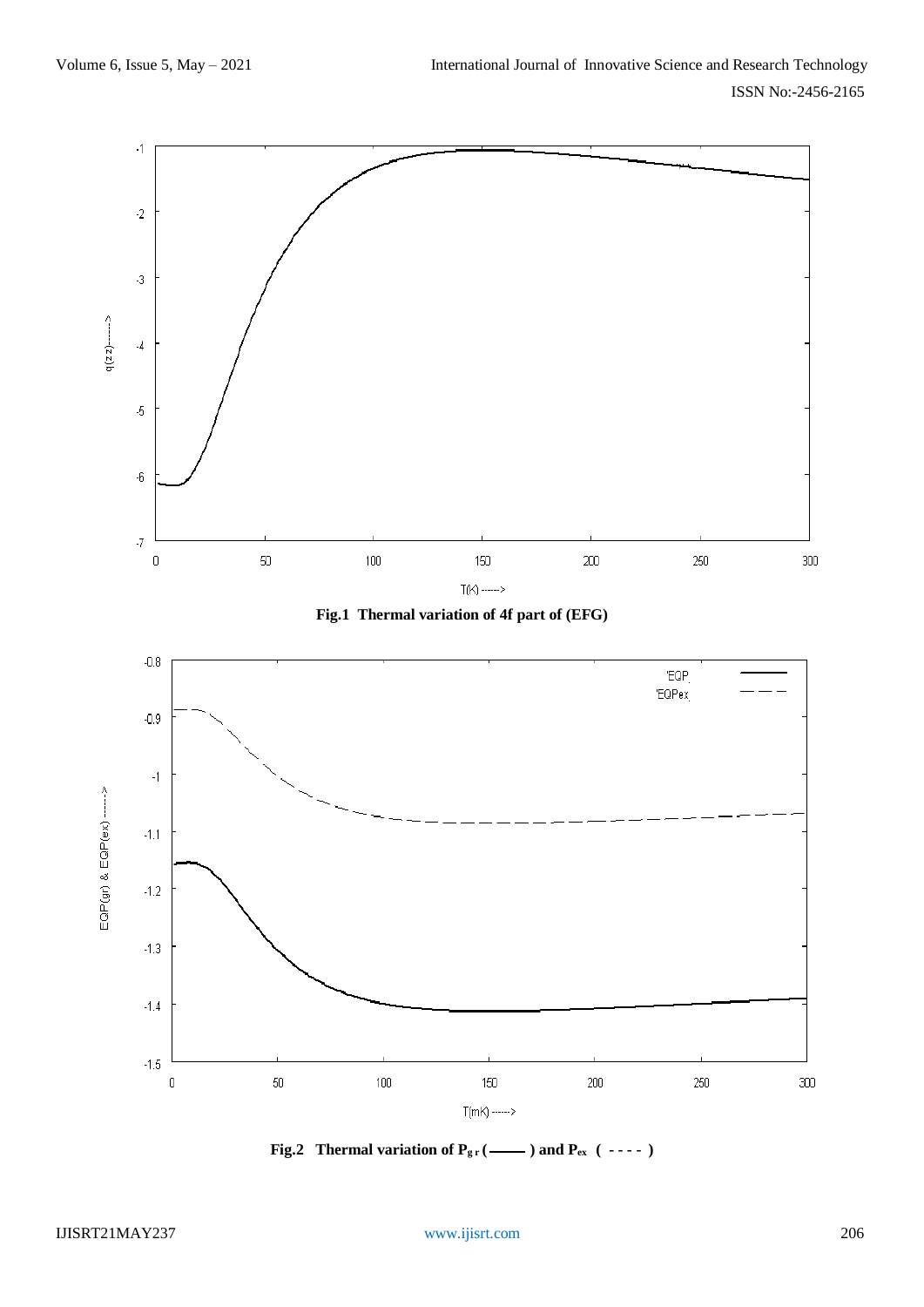**Fig.1 Thermal variation of 4f part of (EFG)**

**Fig.2 Thermal variation of $P_{gr}$ (——) and $P_{ex}$ ( - - - - )**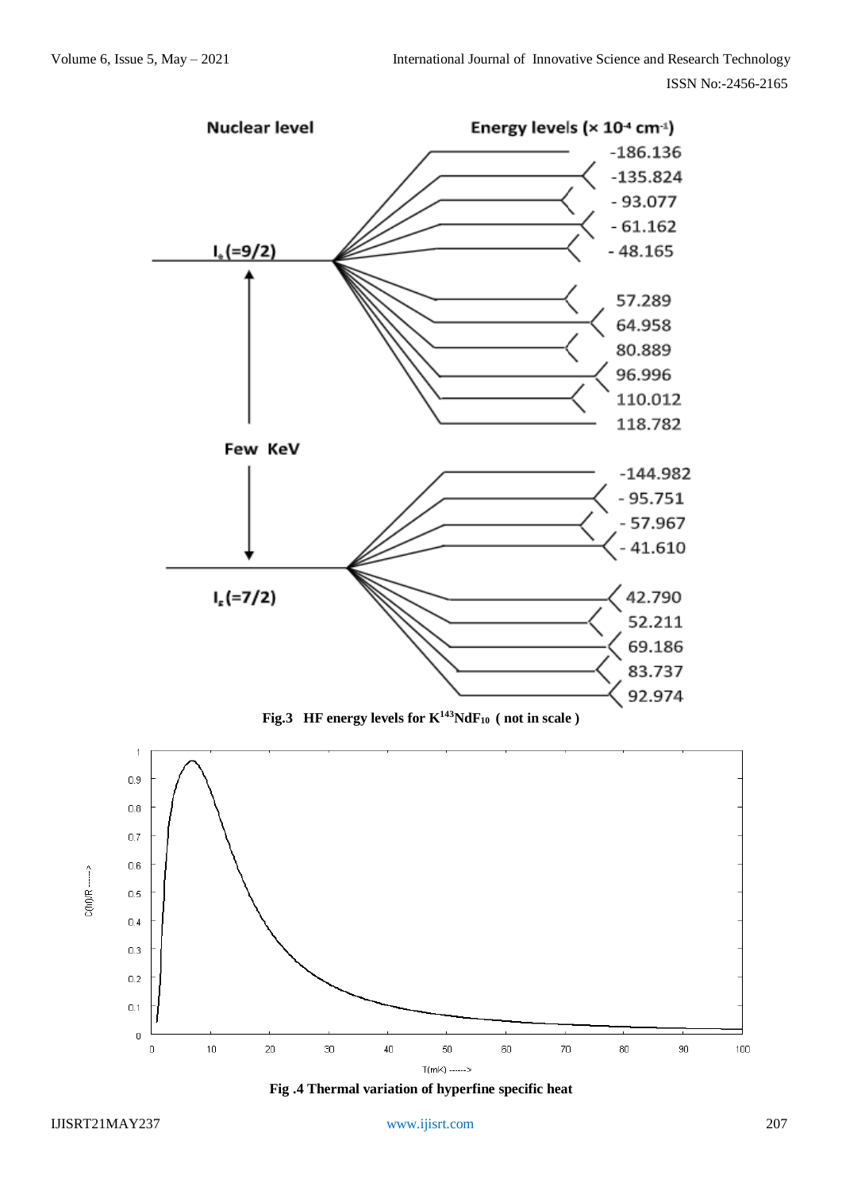**Fig.3 HF energy levels for $K^{143}NdF_{10}$ ( not in scale )**

**Fig .4 Thermal variation of hyperfine specific heat**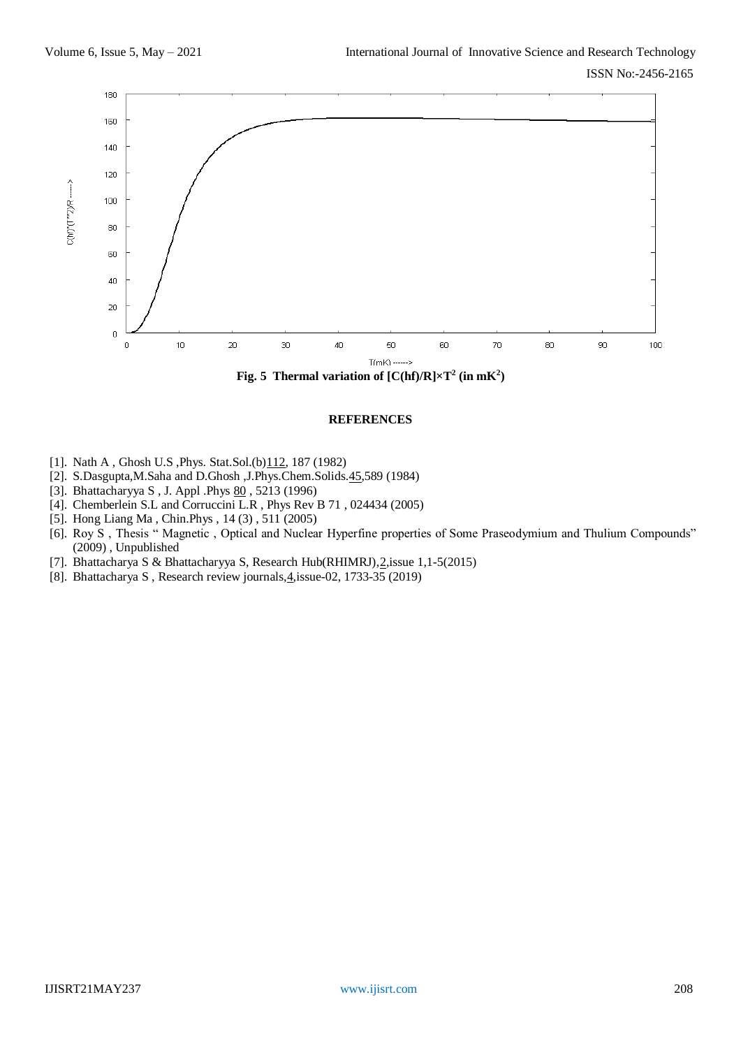180
160
140
120
100
80
60
40
20
0

C(hf)*(T**2)/R ----->

0 10 20 30 40 50 60 70 80 90 100

T(mK) ------>

**Fig. 5 Thermal variation of $[C(hf)/R]\times T^2$ (in $mK^2$)**

## REFERENCES

[1]. Nath A , Ghosh U.S ,Phys. Stat.Sol.(b)112, 187 (1982)
[2]. S.Dasgupta,M.Saha and D.Ghosh ,J.Phys.Chem.Solids.45,589 (1984)
[3]. Bhattacharyya S , J. Appl .Phys 80 , 5213 (1996)
[4]. Chemberlein S.L and Corruccini L.R , Phys Rev B 71 , 024434 (2005)
[5]. Hong Liang Ma , Chin.Phys , 14 (3) , 511 (2005)
[6]. Roy S , Thesis " Magnetic , Optical and Nuclear Hyperfine properties of Some Praseodymium and Thulium Compounds" (2009) , Unpublished
[7]. Bhattacharya S & Bhattacharyya S, Research Hub(RHIMRJ),2,issue 1,1-5(2015)
[8]. Bhattacharya S , Research review journals,4,issue-02, 1733-35 (2019)